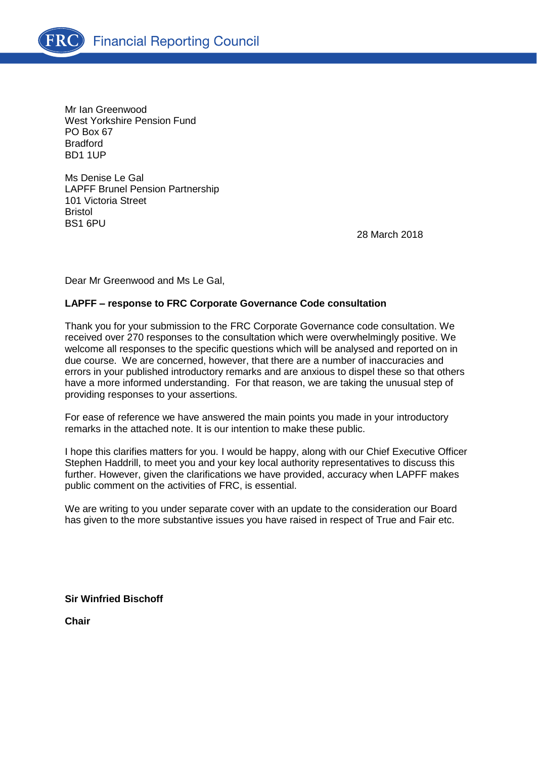Financial Reporting Council

Mr Ian Greenwood
West Yorkshire Pension Fund
PO Box 67
Bradford
BD1 1UP

Ms Denise Le Gal
LAPFF Brunel Pension Partnership
101 Victoria Street
Bristol
BS1 6PU

28 March 2018

Dear Mr Greenwood and Ms Le Gal,

**LAPFF – response to FRC Corporate Governance Code consultation**

Thank you for your submission to the FRC Corporate Governance code consultation. We received over 270 responses to the consultation which were overwhelmingly positive. We welcome all responses to the specific questions which will be analysed and reported on in due course. We are concerned, however, that there are a number of inaccuracies and errors in your published introductory remarks and are anxious to dispel these so that others have a more informed understanding. For that reason, we are taking the unusual step of providing responses to your assertions.

For ease of reference we have answered the main points you made in your introductory remarks in the attached note. It is our intention to make these public.

I hope this clarifies matters for you. I would be happy, along with our Chief Executive Officer Stephen Haddrill, to meet you and your key local authority representatives to discuss this further. However, given the clarifications we have provided, accuracy when LAPFF makes public comment on the activities of FRC, is essential.

We are writing to you under separate cover with an update to the consideration our Board has given to the more substantive issues you have raised in respect of True and Fair etc.

**Sir Winfried Bischoff**

**Chair**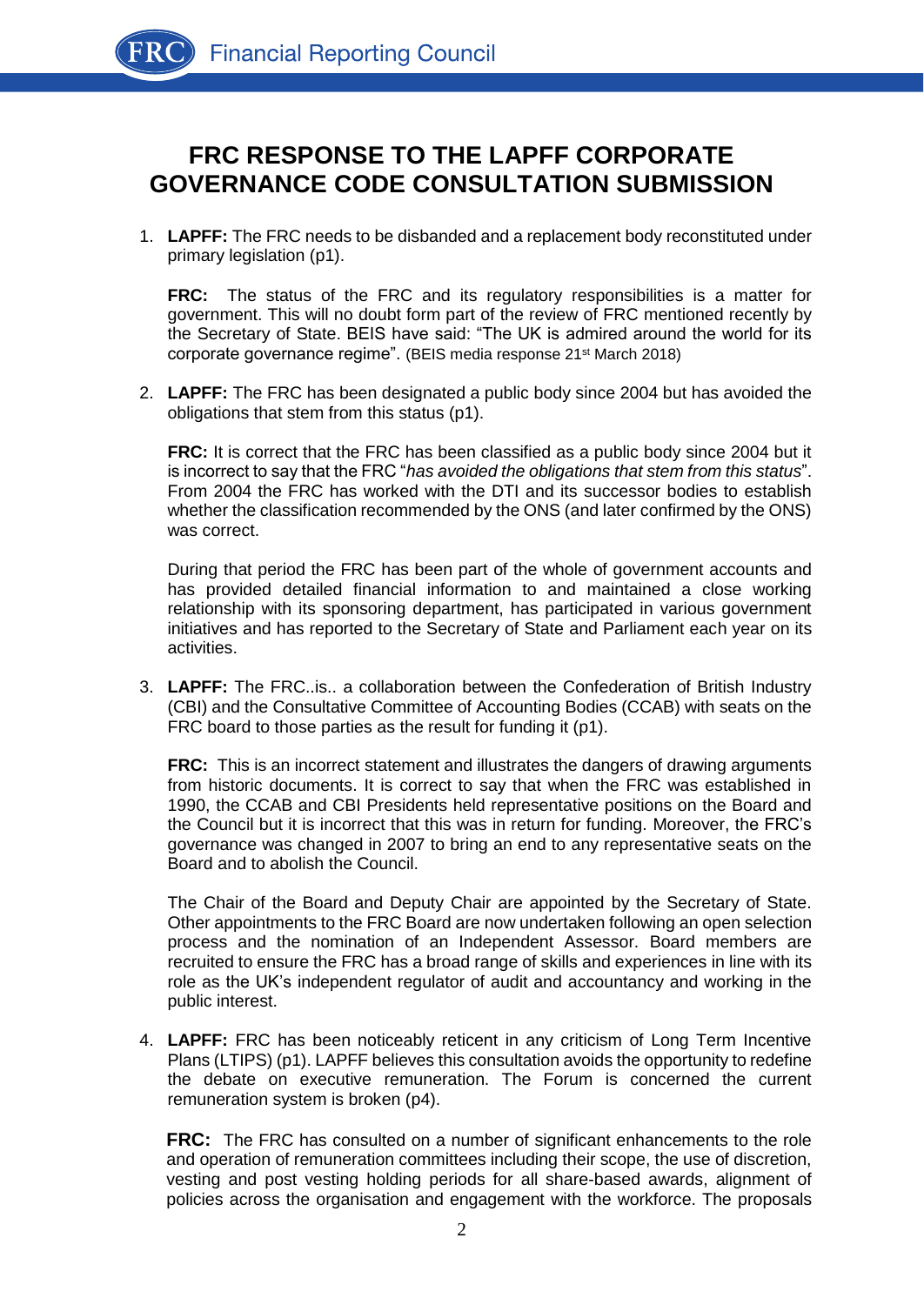# FRC RESPONSE TO THE LAPFF CORPORATE GOVERNANCE CODE CONSULTATION SUBMISSION

1. **LAPFF:** The FRC needs to be disbanded and a replacement body reconstituted under primary legislation (p1).

   **FRC:** The status of the FRC and its regulatory responsibilities is a matter for government. This will no doubt form part of the review of FRC mentioned recently by the Secretary of State. BEIS have said: "The UK is admired around the world for its corporate governance regime". (BEIS media response 21st March 2018)

2. **LAPFF:** The FRC has been designated a public body since 2004 but has avoided the obligations that stem from this status (p1).

   **FRC:** It is correct that the FRC has been classified as a public body since 2004 but it is incorrect to say that the FRC "*has avoided the obligations that stem from this status*". From 2004 the FRC has worked with the DTI and its successor bodies to establish whether the classification recommended by the ONS (and later confirmed by the ONS) was correct.

   During that period the FRC has been part of the whole of government accounts and has provided detailed financial information to and maintained a close working relationship with its sponsoring department, has participated in various government initiatives and has reported to the Secretary of State and Parliament each year on its activities.

3. **LAPFF:** The FRC..is.. a collaboration between the Confederation of British Industry (CBI) and the Consultative Committee of Accounting Bodies (CCAB) with seats on the FRC board to those parties as the result for funding it (p1).

   **FRC:** This is an incorrect statement and illustrates the dangers of drawing arguments from historic documents. It is correct to say that when the FRC was established in 1990, the CCAB and CBI Presidents held representative positions on the Board and the Council but it is incorrect that this was in return for funding. Moreover, the FRC's governance was changed in 2007 to bring an end to any representative seats on the Board and to abolish the Council.

   The Chair of the Board and Deputy Chair are appointed by the Secretary of State. Other appointments to the FRC Board are now undertaken following an open selection process and the nomination of an Independent Assessor. Board members are recruited to ensure the FRC has a broad range of skills and experiences in line with its role as the UK's independent regulator of audit and accountancy and working in the public interest.

4. **LAPFF:** FRC has been noticeably reticent in any criticism of Long Term Incentive Plans (LTIPS) (p1). LAPFF believes this consultation avoids the opportunity to redefine the debate on executive remuneration. The Forum is concerned the current remuneration system is broken (p4).

   **FRC:** The FRC has consulted on a number of significant enhancements to the role and operation of remuneration committees including their scope, the use of discretion, vesting and post vesting holding periods for all share-based awards, alignment of policies across the organisation and engagement with the workforce. The proposals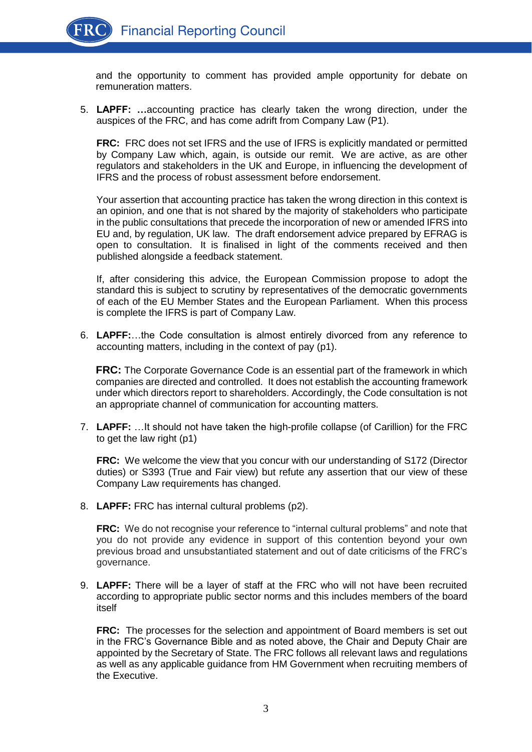and the opportunity to comment has provided ample opportunity for debate on remuneration matters.

5. **LAPFF: …**accounting practice has clearly taken the wrong direction, under the auspices of the FRC, and has come adrift from Company Law (P1).

   **FRC:** FRC does not set IFRS and the use of IFRS is explicitly mandated or permitted by Company Law which, again, is outside our remit. We are active, as are other regulators and stakeholders in the UK and Europe, in influencing the development of IFRS and the process of robust assessment before endorsement.

   Your assertion that accounting practice has taken the wrong direction in this context is an opinion, and one that is not shared by the majority of stakeholders who participate in the public consultations that precede the incorporation of new or amended IFRS into EU and, by regulation, UK law. The draft endorsement advice prepared by EFRAG is open to consultation. It is finalised in light of the comments received and then published alongside a feedback statement.

   If, after considering this advice, the European Commission propose to adopt the standard this is subject to scrutiny by representatives of the democratic governments of each of the EU Member States and the European Parliament. When this process is complete the IFRS is part of Company Law.

6. **LAPFF:**…the Code consultation is almost entirely divorced from any reference to accounting matters, including in the context of pay (p1).

   **FRC:** The Corporate Governance Code is an essential part of the framework in which companies are directed and controlled. It does not establish the accounting framework under which directors report to shareholders. Accordingly, the Code consultation is not an appropriate channel of communication for accounting matters.

7. **LAPFF:** …It should not have taken the high-profile collapse (of Carillion) for the FRC to get the law right (p1)

   **FRC:** We welcome the view that you concur with our understanding of S172 (Director duties) or S393 (True and Fair view) but refute any assertion that our view of these Company Law requirements has changed.

8. **LAPFF:** FRC has internal cultural problems (p2).

   **FRC:** We do not recognise your reference to "internal cultural problems" and note that you do not provide any evidence in support of this contention beyond your own previous broad and unsubstantiated statement and out of date criticisms of the FRC's governance.

9. **LAPFF:** There will be a layer of staff at the FRC who will not have been recruited according to appropriate public sector norms and this includes members of the board itself

   **FRC:** The processes for the selection and appointment of Board members is set out in the FRC's Governance Bible and as noted above, the Chair and Deputy Chair are appointed by the Secretary of State. The FRC follows all relevant laws and regulations as well as any applicable guidance from HM Government when recruiting members of the Executive.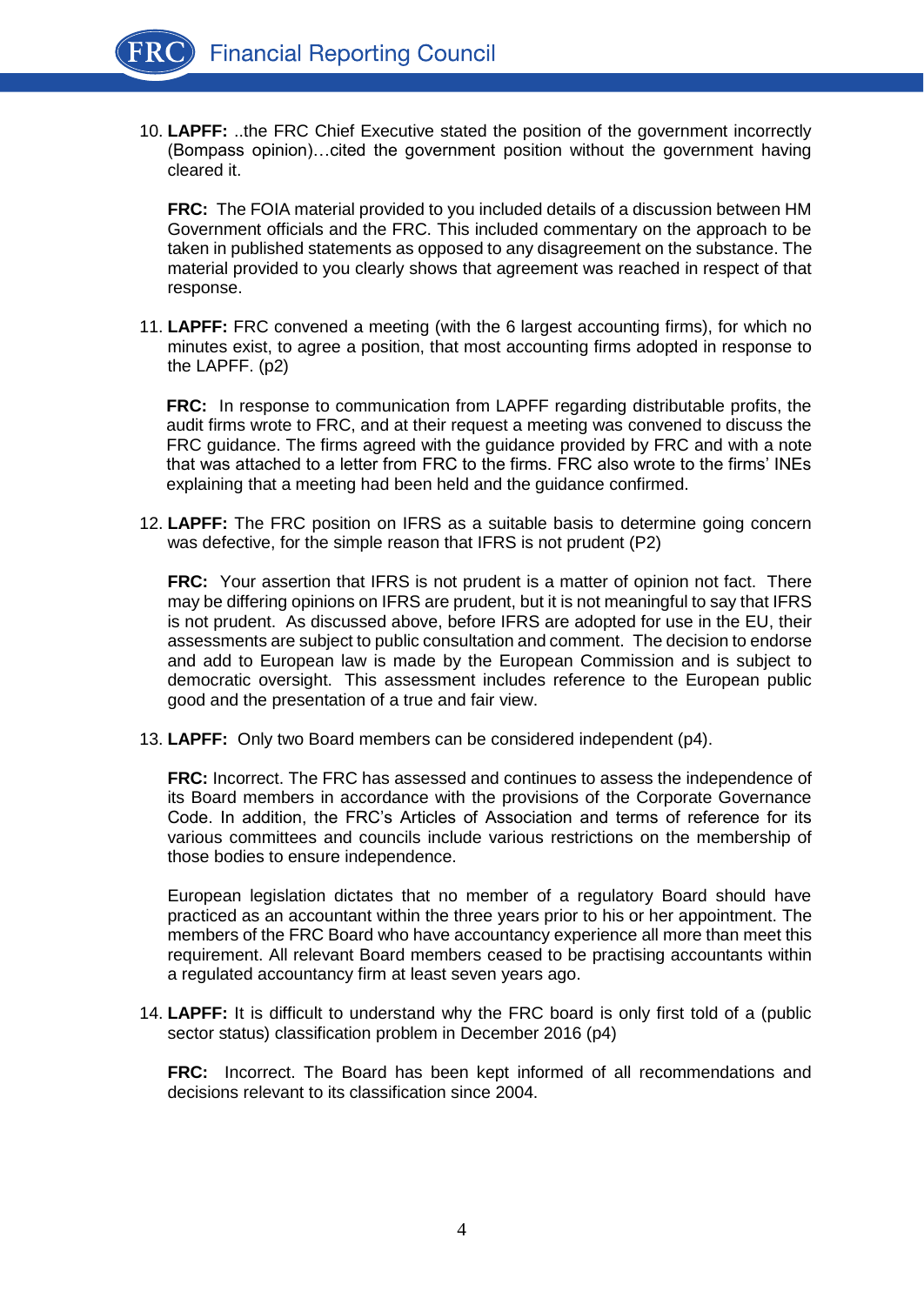10. **LAPFF:** ..the FRC Chief Executive stated the position of the government incorrectly (Bompass opinion)…cited the government position without the government having cleared it.

    **FRC:** The FOIA material provided to you included details of a discussion between HM Government officials and the FRC. This included commentary on the approach to be taken in published statements as opposed to any disagreement on the substance. The material provided to you clearly shows that agreement was reached in respect of that response.

11. **LAPFF:** FRC convened a meeting (with the 6 largest accounting firms), for which no minutes exist, to agree a position, that most accounting firms adopted in response to the LAPFF. (p2)

    **FRC:** In response to communication from LAPFF regarding distributable profits, the audit firms wrote to FRC, and at their request a meeting was convened to discuss the FRC guidance. The firms agreed with the guidance provided by FRC and with a note that was attached to a letter from FRC to the firms. FRC also wrote to the firms' INEs explaining that a meeting had been held and the guidance confirmed.

12. **LAPFF:** The FRC position on IFRS as a suitable basis to determine going concern was defective, for the simple reason that IFRS is not prudent (P2)

    **FRC:** Your assertion that IFRS is not prudent is a matter of opinion not fact. There may be differing opinions on IFRS are prudent, but it is not meaningful to say that IFRS is not prudent. As discussed above, before IFRS are adopted for use in the EU, their assessments are subject to public consultation and comment. The decision to endorse and add to European law is made by the European Commission and is subject to democratic oversight. This assessment includes reference to the European public good and the presentation of a true and fair view.

13. **LAPFF:** Only two Board members can be considered independent (p4).

    **FRC:** Incorrect. The FRC has assessed and continues to assess the independence of its Board members in accordance with the provisions of the Corporate Governance Code. In addition, the FRC's Articles of Association and terms of reference for its various committees and councils include various restrictions on the membership of those bodies to ensure independence.

    European legislation dictates that no member of a regulatory Board should have practiced as an accountant within the three years prior to his or her appointment. The members of the FRC Board who have accountancy experience all more than meet this requirement. All relevant Board members ceased to be practising accountants within a regulated accountancy firm at least seven years ago.

14. **LAPFF:** It is difficult to understand why the FRC board is only first told of a (public sector status) classification problem in December 2016 (p4)

    **FRC:** Incorrect. The Board has been kept informed of all recommendations and decisions relevant to its classification since 2004.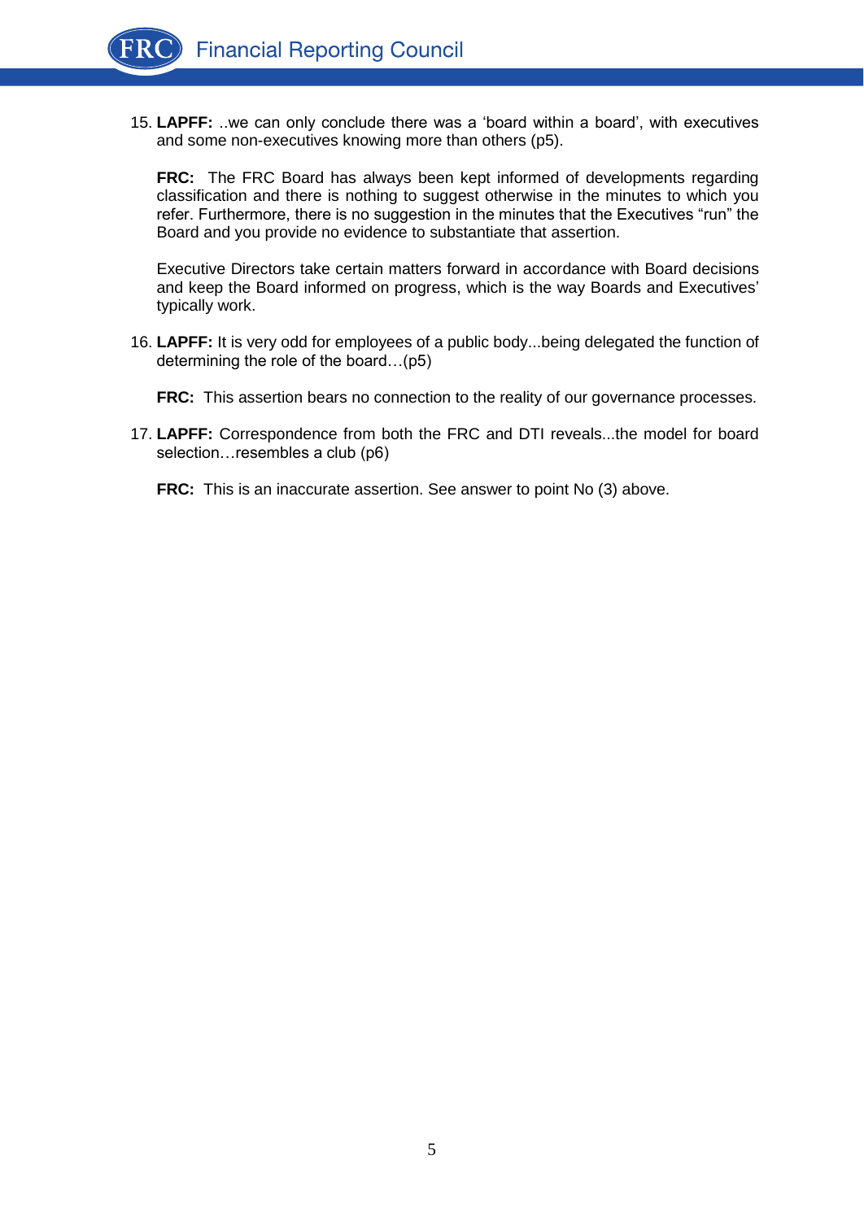15. **LAPFF:** ..we can only conclude there was a 'board within a board', with executives and some non-executives knowing more than others (p5).

    **FRC:** The FRC Board has always been kept informed of developments regarding classification and there is nothing to suggest otherwise in the minutes to which you refer. Furthermore, there is no suggestion in the minutes that the Executives "run" the Board and you provide no evidence to substantiate that assertion.

    Executive Directors take certain matters forward in accordance with Board decisions and keep the Board informed on progress, which is the way Boards and Executives' typically work.

16. **LAPFF:** It is very odd for employees of a public body...being delegated the function of determining the role of the board…(p5)

    **FRC:** This assertion bears no connection to the reality of our governance processes.

17. **LAPFF:** Correspondence from both the FRC and DTI reveals...the model for board selection…resembles a club (p6)

    **FRC:** This is an inaccurate assertion. See answer to point No (3) above.